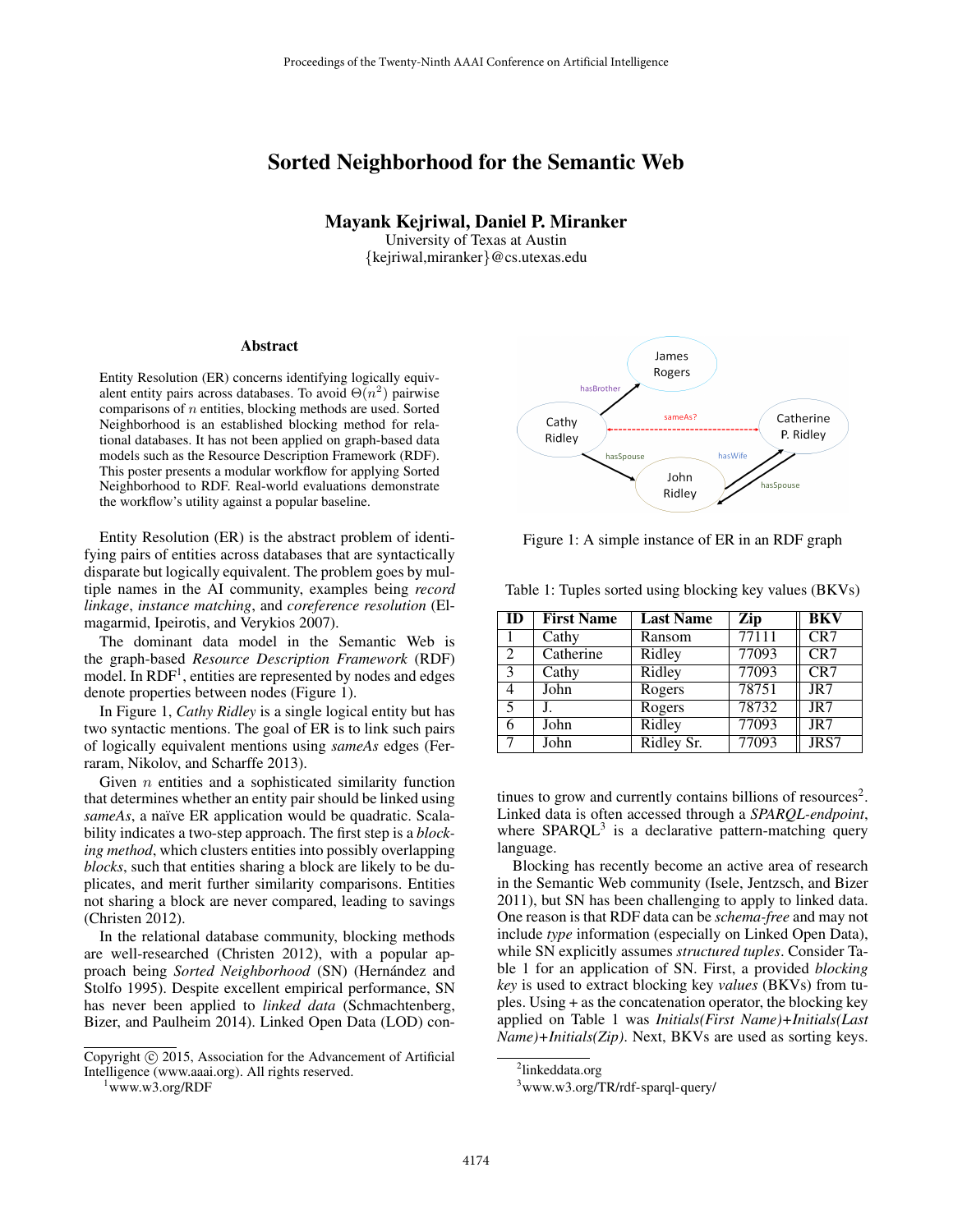# Sorted Neighborhood for the Semantic Web

**Mayank Kejriwal, Daniel P. Miranker**
University of Texas at Austin
{kejriwal,miranker}@cs.utexas.edu

### Abstract

Entity Resolution (ER) concerns identifying logically equivalent entity pairs across databases. To avoid $\Theta(n^2)$ pairwise comparisons of $n$ entities, blocking methods are used. Sorted Neighborhood is an established blocking method for relational databases. It has not been applied on graph-based data models such as the Resource Description Framework (RDF). This poster presents a modular workflow for applying Sorted Neighborhood to RDF. Real-world evaluations demonstrate the workflow's utility against a popular baseline.

Entity Resolution (ER) is the abstract problem of identifying pairs of entities across databases that are syntactically disparate but logically equivalent. The problem goes by multiple names in the AI community, examples being *record linkage*, *instance matching*, and *coreference resolution* (Elmagarmid, Ipeirotis, and Verykios 2007).

The dominant data model in the Semantic Web is the graph-based *Resource Description Framework* (RDF) model. In RDF[1], entities are represented by nodes and edges denote properties between nodes (Figure 1).

In Figure 1, *Cathy Ridley* is a single logical entity but has two syntactic mentions. The goal of ER is to link such pairs of logically equivalent mentions using *sameAs* edges (Ferraram, Nikolov, and Scharffe 2013).

Given $n$ entities and a sophisticated similarity function that determines whether an entity pair should be linked using *sameAs*, a naïve ER application would be quadratic. Scalability indicates a two-step approach. The first step is a *blocking method*, which clusters entities into possibly overlapping *blocks*, such that entities sharing a block are likely to be duplicates, and merit further similarity comparisons. Entities not sharing a block are never compared, leading to savings (Christen 2012).

In the relational database community, blocking methods are well-researched (Christen 2012), with a popular approach being *Sorted Neighborhood* (SN) (Hernández and Stolfo 1995). Despite excellent empirical performance, SN has never been applied to *linked data* (Schmachtenberg, Bizer, and Paulheim 2014). Linked Open Data (LOD) continues to grow and currently contains billions of resources[2]. Linked data is often accessed through a *SPARQL-endpoint*, where SPARQL[3] is a declarative pattern-matching query language.

Figure 1: A simple instance of ER in an RDF graph

Table 1: Tuples sorted using blocking key values (BKVs)

| ID | First Name | Last Name | Zip | BKV |
|---|---|---|---|---|
| 1 | Cathy | Ransom | 77111 | CR7 |
| 2 | Catherine | Ridley | 77093 | CR7 |
| 3 | Cathy | Ridley | 77093 | CR7 |
| 4 | John | Rogers | 78751 | JR7 |
| 5 | J. | Rogers | 78732 | JR7 |
| 6 | John | Ridley | 77093 | JR7 |
| 7 | John | Ridley Sr. | 77093 | JRS7 |

Blocking has recently become an active area of research in the Semantic Web community (Isele, Jentzsch, and Bizer 2011), but SN has been challenging to apply to linked data. One reason is that RDF data can be *schema-free* and may not include *type* information (especially on Linked Open Data), while SN explicitly assumes *structured tuples*. Consider Table 1 for an application of SN. First, a provided *blocking key* is used to extract blocking key *values* (BKVs) from tuples. Using + as the concatenation operator, the blocking key applied on Table 1 was *Initials(First Name)+Initials(Last Name)+Initials(Zip)*. Next, BKVs are used as sorting keys.

Copyright © 2015, Association for the Advancement of Artificial Intelligence (www.aaai.org). All rights reserved.

[1] www.w3.org/RDF

[2] linkeddata.org

[3] www.w3.org/TR/rdf-sparql-query/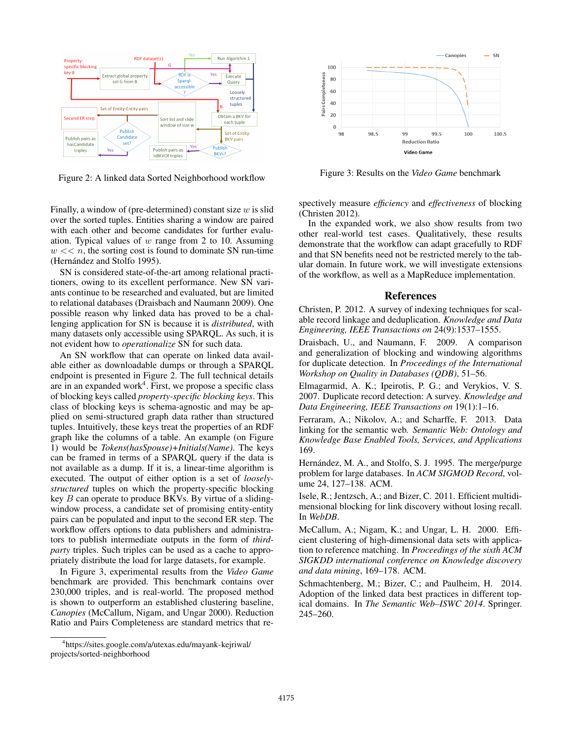Property-specific blocking key B

RDF dataset(s)

No

Run Algorithm 1

G

Extract global property set G from B

RDF is Sparql-accessible?

Yes

Execute Query

Loosely structured tuples

B

Second ER step

Set of Entity-Entity pairs

Sort list and slide window of size w

Obtain a BKV for each tuple

Publish Candidate set?

Set of Entity-BKV pairs

Publish pairs as hasCandidate triples

Yes

Publish pairs as isBKVOf triples

Yes

Publish BKVs?

Figure 2: A linked data Sorted Neighborhood workflow

Canopies

SN

100

80

60

40

20

0

Pairs Completeness

98

98.5

99

99.5

100

100.5

Reduction Ratio

Video Game

Figure 3: Results on the *Video Game* benchmark

Finally, a window of (pre-determined) constant size $w$ is slid over the sorted tuples. Entities sharing a window are paired with each other and become candidates for further evaluation. Typical values of $w$ range from 2 to 10. Assuming $w << n$, the sorting cost is found to dominate SN run-time (Hernández and Stolfo 1995).

SN is considered state-of-the-art among relational practitioners, owing to its excellent performance. New SN variants continue to be researched and evaluated, but are limited to relational databases (Draisbach and Naumann 2009). One possible reason why linked data has proved to be a challenging application for SN is because it is *distributed*, with many datasets only accessible using SPARQL. As such, it is not evident how to *operationalize* SN for such data.

An SN workflow that can operate on linked data available either as downloadable dumps or through a SPARQL endpoint is presented in Figure 2. The full technical details are in an expanded work[4]. First, we propose a specific class of blocking keys called *property-specific blocking keys*. This class of blocking keys is schema-agnostic and may be applied on semi-structured graph data rather than structured tuples. Intuitively, these keys treat the properties of an RDF graph like the columns of a table. An example (on Figure 1) would be *Tokens(hasSpouse)+Initials(Name)*. The keys can be framed in terms of a SPARQL query if the data is not available as a dump. If it is, a linear-time algorithm is executed. The output of either option is a set of *loosely-structured* tuples on which the property-specific blocking key $B$ can operate to produce BKVs. By virtue of a sliding-window process, a candidate set of promising entity-entity pairs can be populated and input to the second ER step. The workflow offers options to data publishers and administrators to publish intermediate outputs in the form of *third-party* triples. Such triples can be used as a cache to appropriately distribute the load for large datasets, for example.

In Figure 3, experimental results from the *Video Game* benchmark are provided. This benchmark contains over 230,000 triples, and is real-world. The proposed method is shown to outperform an established clustering baseline, *Canopies* (McCallum, Nigam, and Ungar 2000). Reduction Ratio and Pairs Completeness are standard metrics that respectively measure *efficiency* and *effectiveness* of blocking (Christen 2012).

In the expanded work, we also show results from two other real-world test cases. Qualitatively, these results demonstrate that the workflow can adapt gracefully to RDF and that SN benefits need not be restricted merely to the tabular domain. In future work, we will investigate extensions of the workflow, as well as a MapReduce implementation.

[4]https://sites.google.com/a/utexas.edu/mayank-kejriwal/projects/sorted-neighborhood

## References

Christen, P. 2012. A survey of indexing techniques for scalable record linkage and deduplication. *Knowledge and Data Engineering, IEEE Transactions on* 24(9):1537–1555.

Draisbach, U., and Naumann, F. 2009. A comparison and generalization of blocking and windowing algorithms for duplicate detection. In *Proceedings of the International Workshop on Quality in Databases (QDB)*, 51–56.

Elmagarmid, A. K.; Ipeirotis, P. G.; and Verykios, V. S. 2007. Duplicate record detection: A survey. *Knowledge and Data Engineering, IEEE Transactions on* 19(1):1–16.

Ferraram, A.; Nikolov, A.; and Scharffe, F. 2013. Data linking for the semantic web. *Semantic Web: Ontology and Knowledge Base Enabled Tools, Services, and Applications* 169.

Hernández, M. A., and Stolfo, S. J. 1995. The merge/purge problem for large databases. In *ACM SIGMOD Record*, volume 24, 127–138. ACM.

Isele, R.; Jentzsch, A.; and Bizer, C. 2011. Efficient multidimensional blocking for link discovery without losing recall. In *WebDB*.

McCallum, A.; Nigam, K.; and Ungar, L. H. 2000. Efficient clustering of high-dimensional data sets with application to reference matching. In *Proceedings of the sixth ACM SIGKDD international conference on Knowledge discovery and data mining*, 169–178. ACM.

Schmachtenberg, M.; Bizer, C.; and Paulheim, H. 2014. Adoption of the linked data best practices in different topical domains. In *The Semantic Web–ISWC 2014*. Springer. 245–260.